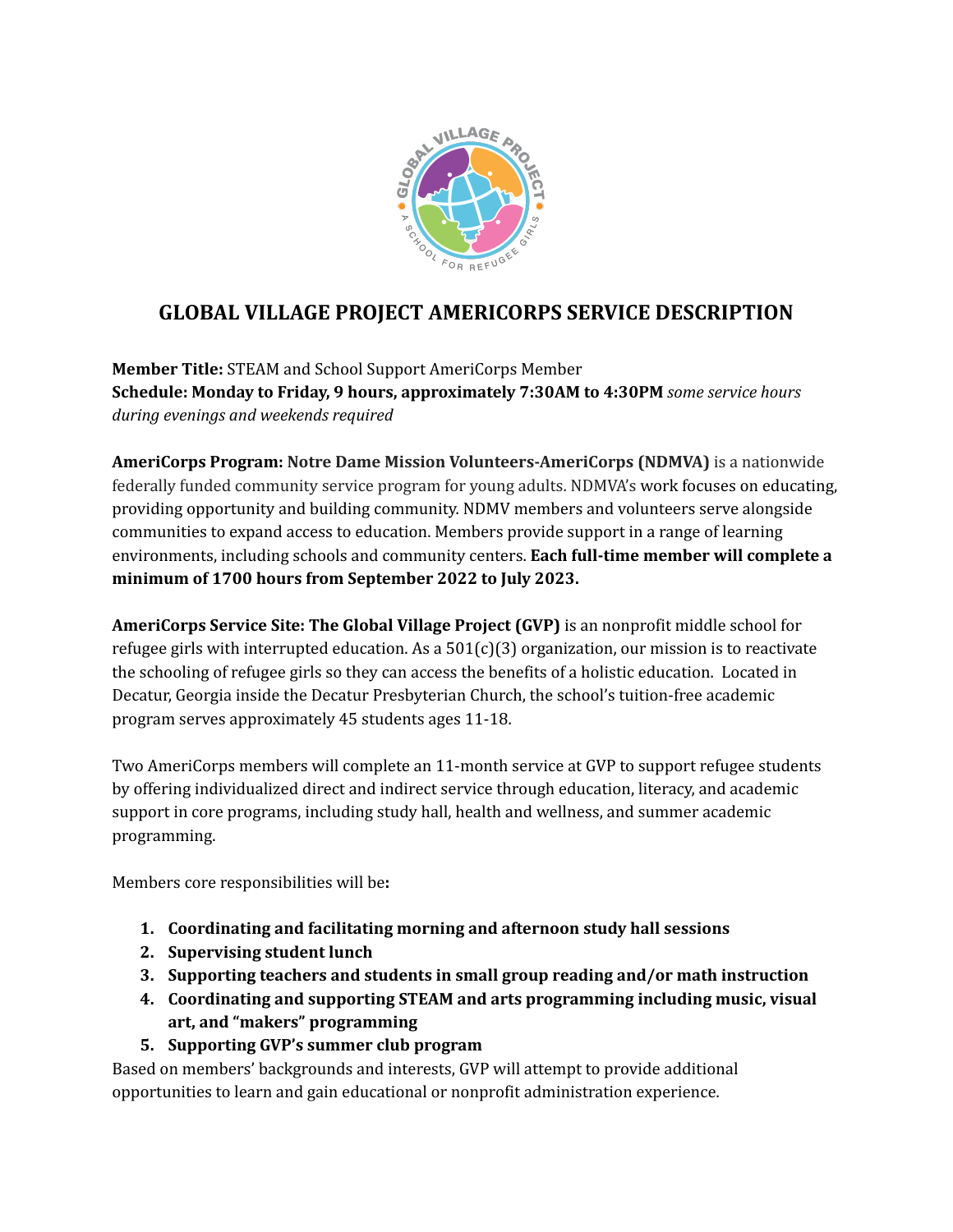# GLOBAL VILLAGE PROJECT AMERICORPS SERVICE DESCRIPTION

**Member Title:** STEAM and School Support AmeriCorps Member
**Schedule: Monday to Friday, 9 hours, approximately 7:30AM to 4:30PM** *some service hours during evenings and weekends required*

**AmeriCorps Program: Notre Dame Mission Volunteers-AmeriCorps (NDMVA)** is a nationwide federally funded community service program for young adults. NDMVA's work focuses on educating, providing opportunity and building community. NDMV members and volunteers serve alongside communities to expand access to education. Members provide support in a range of learning environments, including schools and community centers. **Each full-time member will complete a minimum of 1700 hours from September 2022 to July 2023.**

**AmeriCorps Service Site: The Global Village Project (GVP)** is an nonprofit middle school for refugee girls with interrupted education. As a 501(c)(3) organization, our mission is to reactivate the schooling of refugee girls so they can access the benefits of a holistic education. Located in Decatur, Georgia inside the Decatur Presbyterian Church, the school's tuition-free academic program serves approximately 45 students ages 11-18.

Two AmeriCorps members will complete an 11-month service at GVP to support refugee students by offering individualized direct and indirect service through education, literacy, and academic support in core programs, including study hall, health and wellness, and summer academic programming.

Members core responsibilities will be**:**

1. **Coordinating and facilitating morning and afternoon study hall sessions**
2. **Supervising student lunch**
3. **Supporting teachers and students in small group reading and/or math instruction**
4. **Coordinating and supporting STEAM and arts programming including music, visual art, and "makers" programming**
5. **Supporting GVP's summer club program**

Based on members' backgrounds and interests, GVP will attempt to provide additional opportunities to learn and gain educational or nonprofit administration experience.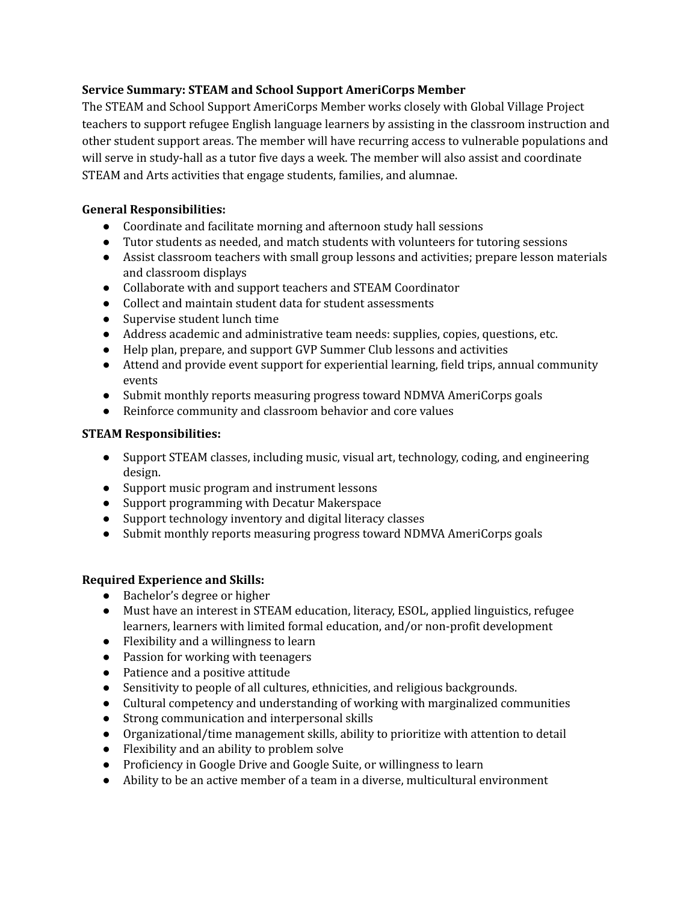**Service Summary: STEAM and School Support AmeriCorps Member**

The STEAM and School Support AmeriCorps Member works closely with Global Village Project teachers to support refugee English language learners by assisting in the classroom instruction and other student support areas. The member will have recurring access to vulnerable populations and will serve in study-hall as a tutor five days a week. The member will also assist and coordinate STEAM and Arts activities that engage students, families, and alumnae.

**General Responsibilities:**

- Coordinate and facilitate morning and afternoon study hall sessions
- Tutor students as needed, and match students with volunteers for tutoring sessions
- Assist classroom teachers with small group lessons and activities; prepare lesson materials and classroom displays
- Collaborate with and support teachers and STEAM Coordinator
- Collect and maintain student data for student assessments
- Supervise student lunch time
- Address academic and administrative team needs: supplies, copies, questions, etc.
- Help plan, prepare, and support GVP Summer Club lessons and activities
- Attend and provide event support for experiential learning, field trips, annual community events
- Submit monthly reports measuring progress toward NDMVA AmeriCorps goals
- Reinforce community and classroom behavior and core values

**STEAM Responsibilities:**

- Support STEAM classes, including music, visual art, technology, coding, and engineering design.
- Support music program and instrument lessons
- Support programming with Decatur Makerspace
- Support technology inventory and digital literacy classes
- Submit monthly reports measuring progress toward NDMVA AmeriCorps goals

**Required Experience and Skills:**

- Bachelor's degree or higher
- Must have an interest in STEAM education, literacy, ESOL, applied linguistics, refugee learners, learners with limited formal education, and/or non-profit development
- Flexibility and a willingness to learn
- Passion for working with teenagers
- Patience and a positive attitude
- Sensitivity to people of all cultures, ethnicities, and religious backgrounds.
- Cultural competency and understanding of working with marginalized communities
- Strong communication and interpersonal skills
- Organizational/time management skills, ability to prioritize with attention to detail
- Flexibility and an ability to problem solve
- Proficiency in Google Drive and Google Suite, or willingness to learn
- Ability to be an active member of a team in a diverse, multicultural environment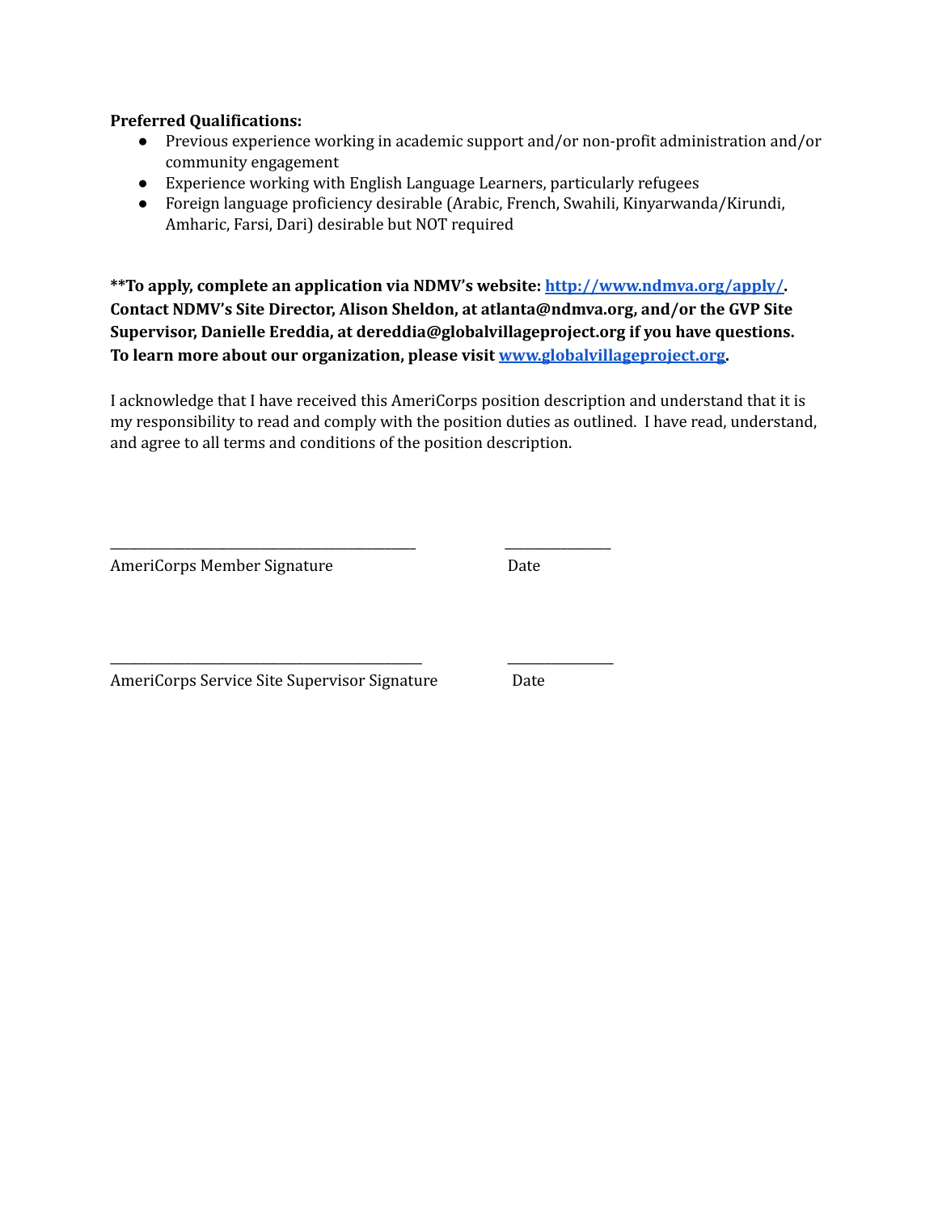**Preferred Qualifications:**

- Previous experience working in academic support and/or non-profit administration and/or community engagement
- Experience working with English Language Learners, particularly refugees
- Foreign language proficiency desirable (Arabic, French, Swahili, Kinyarwanda/Kirundi, Amharic, Farsi, Dari) desirable but NOT required

****To apply, complete an application via NDMV's website: [http://www.ndmva.org/apply/](http://www.ndmva.org/apply/). Contact NDMV's Site Director, Alison Sheldon, at atlanta@ndmva.org, and/or the GVP Site Supervisor, Danielle Ereddia, at dereddia@globalvillageproject.org if you have questions. To learn more about our organization, please visit [www.globalvillageproject.org](http://www.globalvillageproject.org).**

I acknowledge that I have received this AmeriCorps position description and understand that it is my responsibility to read and comply with the position duties as outlined. I have read, understand, and agree to all terms and conditions of the position description.

\_\_\_\_\_\_\_\_\_\_\_\_\_\_\_\_\_\_\_\_\_\_\_\_\_\_\_\_\_\_\_\_\_\_\_\_\_\_\_\_ \_\_\_\_\_\_\_\_\_\_\_\_\_\_

AmeriCorps Member Signature Date

\_\_\_\_\_\_\_\_\_\_\_\_\_\_\_\_\_\_\_\_\_\_\_\_\_\_\_\_\_\_\_\_\_\_\_\_\_\_\_\_ \_\_\_\_\_\_\_\_\_\_\_\_\_\_

AmeriCorps Service Site Supervisor Signature Date